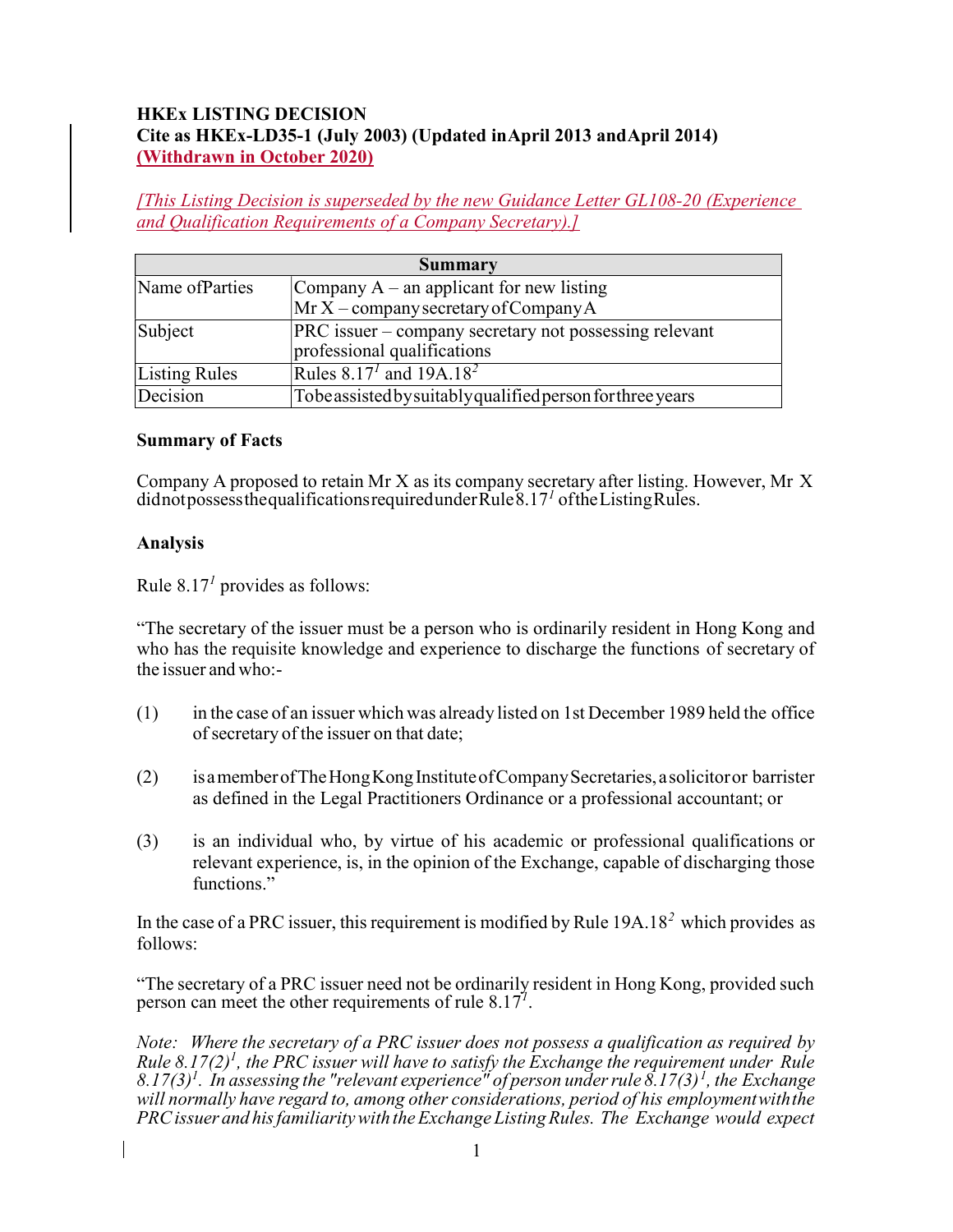**HKEx LISTING DECISION**
**Cite as HKEx-LD35-1 (July 2003) (Updated in April 2013 and April 2014)**
**(Withdrawn in October 2020)**

*[This Listing Decision is superseded by the new Guidance Letter GL108-20 (Experience and Qualification Requirements of a Company Secretary).]*

| Summary | |
|---|---|
| Name of Parties | Company A – an applicant for new listing<br>Mr X – company secretary of Company A |
| Subject | PRC issuer – company secretary not possessing relevant professional qualifications |
| Listing Rules | Rules 8.17[1] and 19A.18[2] |
| Decision | To be assisted by suitably qualified person for three years |

**Summary of Facts**

Company A proposed to retain Mr X as its company secretary after listing. However, Mr X did not possess the qualifications required under Rule 8.17[1] of the Listing Rules.

**Analysis**

Rule 8.17[1] provides as follows:

"The secretary of the issuer must be a person who is ordinarily resident in Hong Kong and who has the requisite knowledge and experience to discharge the functions of secretary of the issuer and who:-

(1) in the case of an issuer which was already listed on 1st December 1989 held the office of secretary of the issuer on that date;

(2) is a member of The Hong Kong Institute of Company Secretaries, a solicitor or barrister as defined in the Legal Practitioners Ordinance or a professional accountant; or

(3) is an individual who, by virtue of his academic or professional qualifications or relevant experience, is, in the opinion of the Exchange, capable of discharging those functions."

In the case of a PRC issuer, this requirement is modified by Rule 19A.18[2] which provides as follows:

"The secretary of a PRC issuer need not be ordinarily resident in Hong Kong, provided such person can meet the other requirements of rule 8.17[1].

*Note: Where the secretary of a PRC issuer does not possess a qualification as required by Rule 8.17(2)[1], the PRC issuer will have to satisfy the Exchange the requirement under Rule 8.17(3)[1]. In assessing the "relevant experience" of person under rule 8.17(3)[1], the Exchange will normally have regard to, among other considerations, period of his employment with the PRC issuer and his familiarity with the Exchange Listing Rules. The Exchange would expect*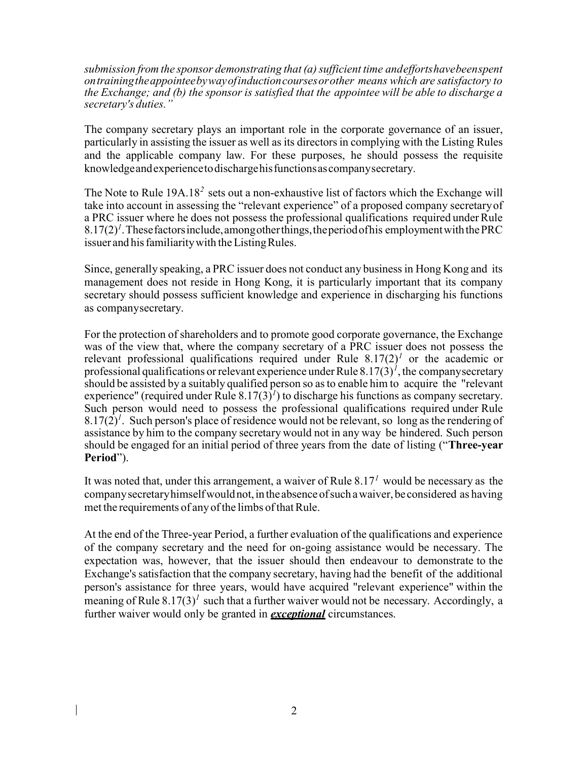*submission from the sponsor demonstrating that (a) sufficient time and efforts have been spent on training the appointee by way of induction courses or other means which are satisfactory to the Exchange; and (b) the sponsor is satisfied that the appointee will be able to discharge a secretary's duties."*

The company secretary plays an important role in the corporate governance of an issuer, particularly in assisting the issuer as well as its directors in complying with the Listing Rules and the applicable company law. For these purposes, he should possess the requisite knowledge and experience to discharge his functions as company secretary.

The Note to Rule 19A.18[2] sets out a non-exhaustive list of factors which the Exchange will take into account in assessing the "relevant experience" of a proposed company secretary of a PRC issuer where he does not possess the professional qualifications required under Rule 8.17(2)[1]. These factors include, among other things, the period of his employment with the PRC issuer and his familiarity with the Listing Rules.

Since, generally speaking, a PRC issuer does not conduct any business in Hong Kong and its management does not reside in Hong Kong, it is particularly important that its company secretary should possess sufficient knowledge and experience in discharging his functions as company secretary.

For the protection of shareholders and to promote good corporate governance, the Exchange was of the view that, where the company secretary of a PRC issuer does not possess the relevant professional qualifications required under Rule 8.17(2)[1] or the academic or professional qualifications or relevant experience under Rule 8.17(3)[1], the company secretary should be assisted by a suitably qualified person so as to enable him to acquire the "relevant experience" (required under Rule 8.17(3)[1]) to discharge his functions as company secretary. Such person would need to possess the professional qualifications required under Rule 8.17(2)[1]. Such person's place of residence would not be relevant, so long as the rendering of assistance by him to the company secretary would not in any way be hindered. Such person should be engaged for an initial period of three years from the date of listing ("**Three-year Period**").

It was noted that, under this arrangement, a waiver of Rule 8.17[1] would be necessary as the company secretary himself would not, in the absence of such a waiver, be considered as having met the requirements of any of the limbs of that Rule.

At the end of the Three-year Period, a further evaluation of the qualifications and experience of the company secretary and the need for on-going assistance would be necessary. The expectation was, however, that the issuer should then endeavour to demonstrate to the Exchange's satisfaction that the company secretary, having had the benefit of the additional person's assistance for three years, would have acquired "relevant experience" within the meaning of Rule 8.17(3)[1] such that a further waiver would not be necessary. Accordingly, a further waiver would only be granted in ***exceptional*** circumstances.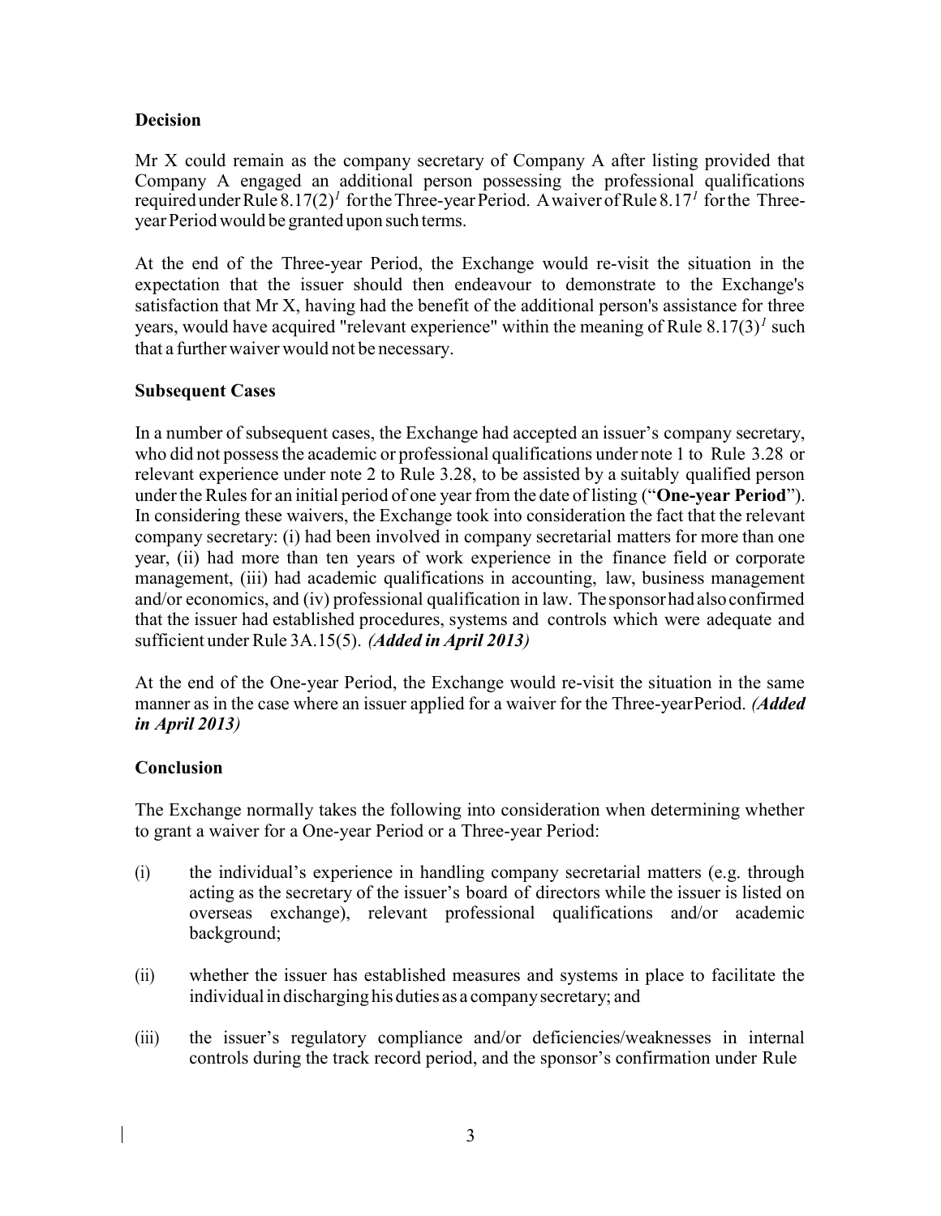## Decision

Mr X could remain as the company secretary of Company A after listing provided that Company A engaged an additional person possessing the professional qualifications required under Rule 8.17(2)[1] for the Three-year Period. A waiver of Rule 8.17[1] for the Three-year Period would be granted upon such terms.

At the end of the Three-year Period, the Exchange would re-visit the situation in the expectation that the issuer should then endeavour to demonstrate to the Exchange's satisfaction that Mr X, having had the benefit of the additional person's assistance for three years, would have acquired "relevant experience" within the meaning of Rule 8.17(3)[1] such that a further waiver would not be necessary.

## Subsequent Cases

In a number of subsequent cases, the Exchange had accepted an issuer's company secretary, who did not possess the academic or professional qualifications under note 1 to Rule 3.28 or relevant experience under note 2 to Rule 3.28, to be assisted by a suitably qualified person under the Rules for an initial period of one year from the date of listing ("**One-year Period**"). In considering these waivers, the Exchange took into consideration the fact that the relevant company secretary: (i) had been involved in company secretarial matters for more than one year, (ii) had more than ten years of work experience in the finance field or corporate management, (iii) had academic qualifications in accounting, law, business management and/or economics, and (iv) professional qualification in law. The sponsor had also confirmed that the issuer had established procedures, systems and controls which were adequate and sufficient under Rule 3A.15(5). ***(Added in April 2013)***

At the end of the One-year Period, the Exchange would re-visit the situation in the same manner as in the case where an issuer applied for a waiver for the Three-year Period. ***(Added in April 2013)***

## Conclusion

The Exchange normally takes the following into consideration when determining whether to grant a waiver for a One-year Period or a Three-year Period:

(i) the individual's experience in handling company secretarial matters (e.g. through acting as the secretary of the issuer's board of directors while the issuer is listed on overseas exchange), relevant professional qualifications and/or academic background;

(ii) whether the issuer has established measures and systems in place to facilitate the individual in discharging his duties as a company secretary; and

(iii) the issuer's regulatory compliance and/or deficiencies/weaknesses in internal controls during the track record period, and the sponsor's confirmation under Rule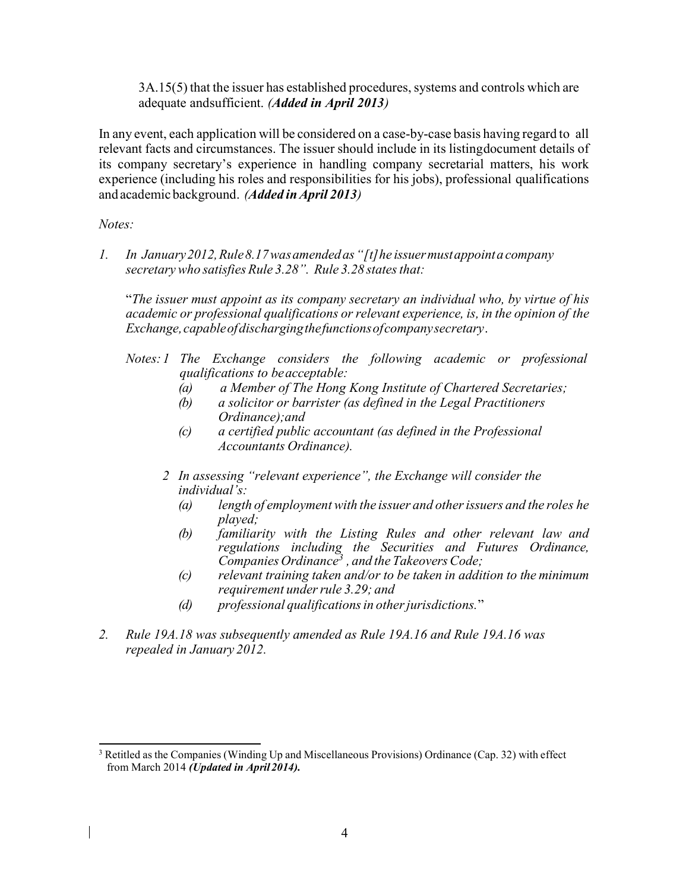3A.15(5) that the issuer has established procedures, systems and controls which are adequate andsufficient. ***(Added in April 2013)***

In any event, each application will be considered on a case-by-case basis having regard to all relevant facts and circumstances. The issuer should include in its listingdocument details of its company secretary's experience in handling company secretarial matters, his work experience (including his roles and responsibilities for his jobs), professional qualifications and academic background. ***(Added in April 2013)***

*Notes:*

*1. In January 2012, Rule 8.17 was amended as "[t]he issuer must appoint a company secretary who satisfies Rule 3.28". Rule 3.28 states that:*

"*The issuer must appoint as its company secretary an individual who, by virtue of his academic or professional qualifications or relevant experience, is, in the opinion of the Exchange, capable of discharging the functions of company secretary*.

*Notes: 1 The Exchange considers the following academic or professional qualifications to be acceptable:*

- *(a) a Member of The Hong Kong Institute of Chartered Secretaries;*
- *(b) a solicitor or barrister (as defined in the Legal Practitioners Ordinance);and*
- *(c) a certified public accountant (as defined in the Professional Accountants Ordinance).*

*2 In assessing "relevant experience", the Exchange will consider the individual's:*

- *(a) length of employment with the issuer and other issuers and the roles he played;*
- *(b) familiarity with the Listing Rules and other relevant law and regulations including the Securities and Futures Ordinance, Companies Ordinance[3] , and the Takeovers Code;*
- *(c) relevant training taken and/or to be taken in addition to the minimum requirement under rule 3.29; and*
- *(d) professional qualifications in other jurisdictions.*"

*2. Rule 19A.18 was subsequently amended as Rule 19A.16 and Rule 19A.16 was repealed in January 2012.*

---

[3] Retitled as the Companies (Winding Up and Miscellaneous Provisions) Ordinance (Cap. 32) with effect from March 2014 ***(Updated in April 2014).***